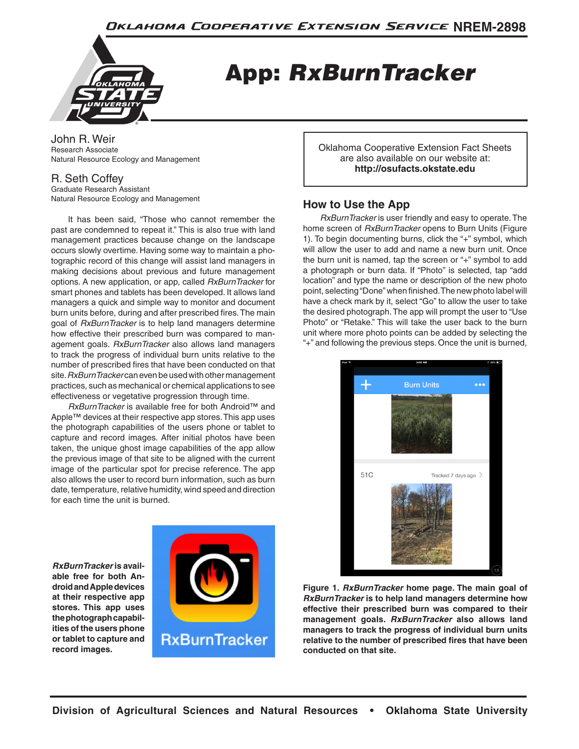# App: *RxBurnTracker*

John R. Weir
Research Associate
Natural Resource Ecology and Management

R. Seth Coffey
Graduate Research Assistant
Natural Resource Ecology and Management

Oklahoma Cooperative Extension Fact Sheets are also available on our website at: **http://osufacts.okstate.edu**

It has been said, "Those who cannot remember the past are condemned to repeat it." This is also true with land management practices because change on the landscape occurs slowly overtime. Having some way to maintain a photographic record of this change will assist land managers in making decisions about previous and future management options. A new application, or app, called *RxBurnTracker* for smart phones and tablets has been developed. It allows land managers a quick and simple way to monitor and document burn units before, during and after prescribed fires. The main goal of *RxBurnTracker* is to help land managers determine how effective their prescribed burn was compared to management goals. *RxBurnTracker* also allows land managers to track the progress of individual burn units relative to the number of prescribed fires that have been conducted on that site. *RxBurnTracker* can even be used with other management practices, such as mechanical or chemical applications to see effectiveness or vegetative progression through time.

*RxBurnTracker* is available free for both Android™ and Apple™ devices at their respective app stores. This app uses the photograph capabilities of the users phone or tablet to capture and record images. After initial photos have been taken, the unique ghost image capabilities of the app allow the previous image of that site to be aligned with the current image of the particular spot for precise reference. The app also allows the user to record burn information, such as burn date, temperature, relative humidity, wind speed and direction for each time the unit is burned.

***RxBurnTracker* is available free for both Android and Apple devices at their respective app stores. This app uses the photograph capabilities of the users phone or tablet to capture and record images.**

## How to Use the App

*RxBurnTracker* is user friendly and easy to operate. The home screen of *RxBurnTracker* opens to Burn Units (Figure 1). To begin documenting burns, click the "+" symbol, which will allow the user to add and name a new burn unit. Once the burn unit is named, tap the screen or "+" symbol to add a photograph or burn data. If "Photo" is selected, tap "add location" and type the name or description of the new photo point, selecting "Done" when finished. The new photo label will have a check mark by it, select "Go" to allow the user to take the desired photograph. The app will prompt the user to "Use Photo" or "Retake." This will take the user back to the burn unit where more photo points can be added by selecting the "+" and following the previous steps. Once the unit is burned,

**Figure 1. *RxBurnTracker* home page. The main goal of *RxBurnTracker* is to help land managers determine how effective their prescribed burn was compared to their management goals. *RxBurnTracker* also allows land managers to track the progress of individual burn units relative to the number of prescribed fires that have been conducted on that site.**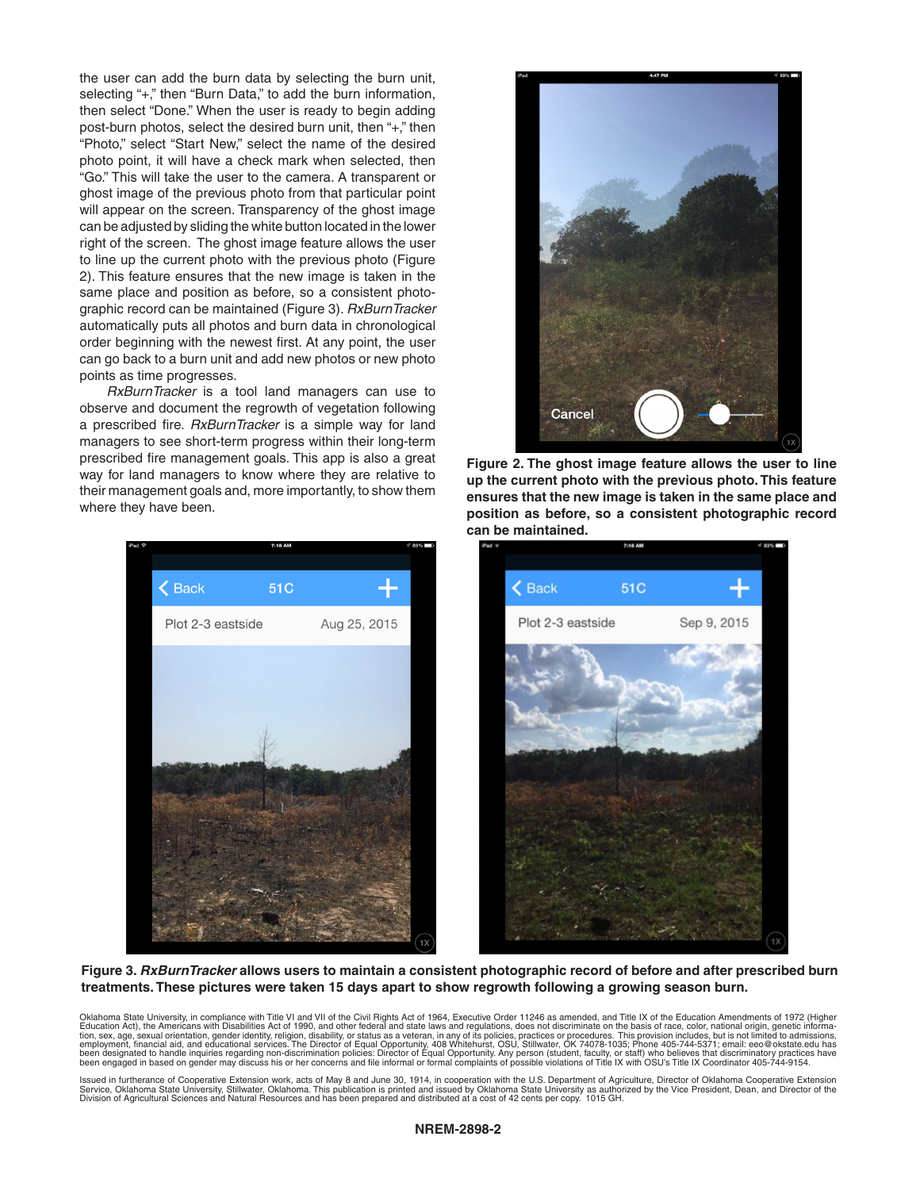the user can add the burn data by selecting the burn unit, selecting "+," then "Burn Data," to add the burn information, then select "Done." When the user is ready to begin adding post-burn photos, select the desired burn unit, then "+," then "Photo," select "Start New," select the name of the desired photo point, it will have a check mark when selected, then "Go." This will take the user to the camera. A transparent or ghost image of the previous photo from that particular point will appear on the screen. Transparency of the ghost image can be adjusted by sliding the white button located in the lower right of the screen. The ghost image feature allows the user to line up the current photo with the previous photo (Figure 2). This feature ensures that the new image is taken in the same place and position as before, so a consistent photographic record can be maintained (Figure 3). *RxBurnTracker* automatically puts all photos and burn data in chronological order beginning with the newest first. At any point, the user can go back to a burn unit and add new photos or new photo points as time progresses.

*RxBurnTracker* is a tool land managers can use to observe and document the regrowth of vegetation following a prescribed fire. *RxBurnTracker* is a simple way for land managers to see short-term progress within their long-term prescribed fire management goals. This app is also a great way for land managers to know where they are relative to their management goals and, more importantly, to show them where they have been.

**Figure 2. The ghost image feature allows the user to line up the current photo with the previous photo. This feature ensures that the new image is taken in the same place and position as before, so a consistent photographic record can be maintained.**

**Figure 3. *RxBurnTracker* allows users to maintain a consistent photographic record of before and after prescribed burn treatments. These pictures were taken 15 days apart to show regrowth following a growing season burn.**

Oklahoma State University, in compliance with Title VI and VII of the Civil Rights Act of 1964, Executive Order 11246 as amended, and Title IX of the Education Amendments of 1972 (Higher Education Act), the Americans with Disabilities Act of 1990, and other federal and state laws and regulations, does not discriminate on the basis of race, color, national origin, genetic information, sex, age, sexual orientation, gender identity, religion, disability, or status as a veteran, in any of its policies, practices or procedures. This provision includes, but is not limited to admissions, employment, financial aid, and educational services. The Director of Equal Opportunity, 408 Whitehurst, OSU, Stillwater, OK 74078-1035; Phone 405-744-5371; email: eeo@okstate.edu has been designated to handle inquiries regarding non-discrimination policies: Director of Equal Opportunity. Any person (student, faculty, or staff) who believes that discriminatory practices have been engaged in based on gender may discuss his or her concerns and file informal or formal complaints of possible violations of Title IX with OSU's Title IX Coordinator 405-744-9154.

Issued in furtherance of Cooperative Extension work, acts of May 8 and June 30, 1914, in cooperation with the U.S. Department of Agriculture, Director of Oklahoma Cooperative Extension Service, Oklahoma State University, Stillwater, Oklahoma. This publication is printed and issued by Oklahoma State University as authorized by the Vice President, Dean, and Director of the Division of Agricultural Sciences and Natural Resources and has been prepared and distributed at a cost of 42 cents per copy. 1015 GH.